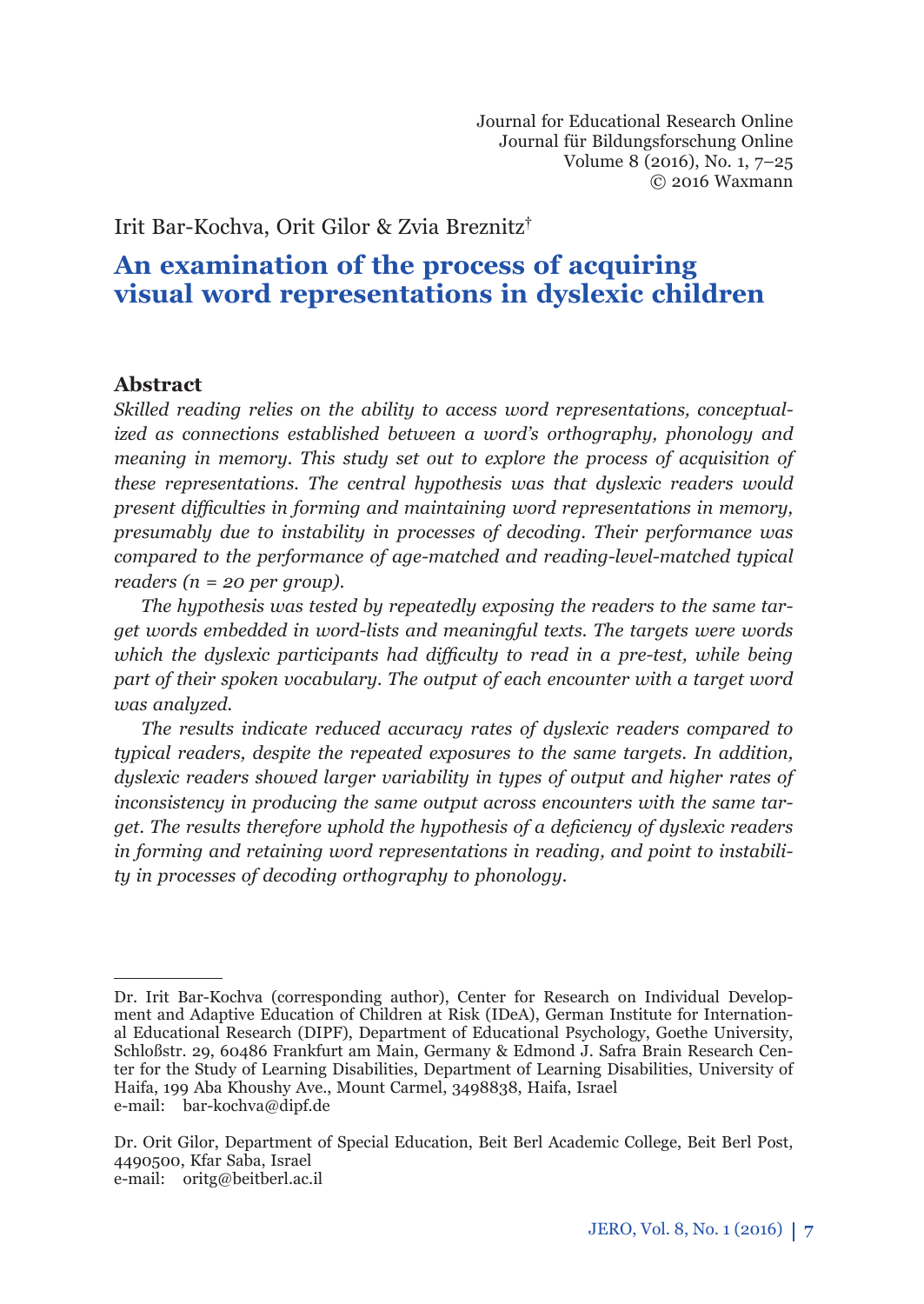Irit Bar-Kochva, Orit Gilor & Zvia Breznitz†

# An examination of the process of acquiring visual word representations in dyslexic children

## Abstract

*Skilled reading relies on the ability to access word representations, conceptualized as connections established between a word's orthography, phonology and meaning in memory. This study set out to explore the process of acquisition of these representations. The central hypothesis was that dyslexic readers would present difficulties in forming and maintaining word representations in memory, presumably due to instability in processes of decoding. Their performance was compared to the performance of age-matched and reading-level-matched typical readers (n = 20 per group).*

*The hypothesis was tested by repeatedly exposing the readers to the same target words embedded in word-lists and meaningful texts. The targets were words which the dyslexic participants had difficulty to read in a pre-test, while being part of their spoken vocabulary. The output of each encounter with a target word was analyzed.*

*The results indicate reduced accuracy rates of dyslexic readers compared to typical readers, despite the repeated exposures to the same targets. In addition, dyslexic readers showed larger variability in types of output and higher rates of inconsistency in producing the same output across encounters with the same target. The results therefore uphold the hypothesis of a deficiency of dyslexic readers in forming and retaining word representations in reading, and point to instability in processes of decoding orthography to phonology.*

---

Dr. Irit Bar-Kochva (corresponding author), Center for Research on Individual Development and Adaptive Education of Children at Risk (IDeA), German Institute for International Educational Research (DIPF), Department of Educational Psychology, Goethe University, Schloßstr. 29, 60486 Frankfurt am Main, Germany & Edmond J. Safra Brain Research Center for the Study of Learning Disabilities, Department of Learning Disabilities, University of Haifa, 199 Aba Khoushy Ave., Mount Carmel, 3498838, Haifa, Israel
e-mail: bar-kochva@dipf.de

Dr. Orit Gilor, Department of Special Education, Beit Berl Academic College, Beit Berl Post, 4490500, Kfar Saba, Israel
e-mail: oritg@beitberl.ac.il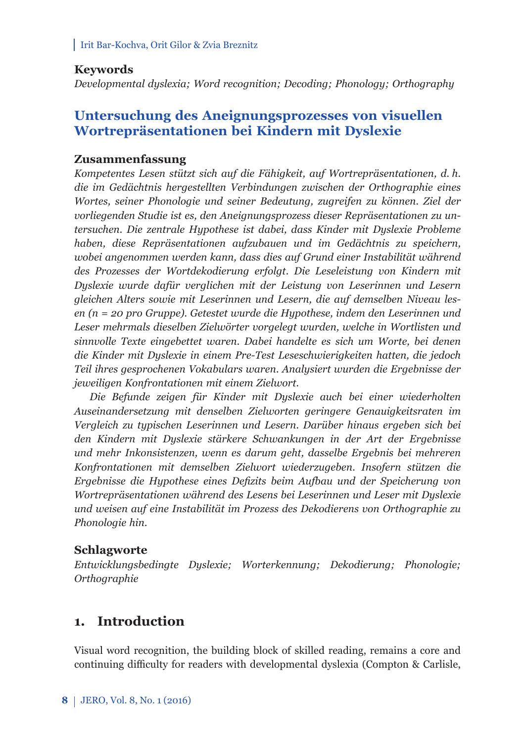## Keywords

*Developmental dyslexia; Word recognition; Decoding; Phonology; Orthography*

## Untersuchung des Aneignungsprozesses von visuellen Wortrepräsentationen bei Kindern mit Dyslexie

### Zusammenfassung

*Kompetentes Lesen stützt sich auf die Fähigkeit, auf Wortrepräsentationen, d. h. die im Gedächtnis hergestellten Verbindungen zwischen der Orthographie eines Wortes, seiner Phonologie und seiner Bedeutung, zugreifen zu können. Ziel der vorliegenden Studie ist es, den Aneignungsprozess dieser Repräsentationen zu untersuchen. Die zentrale Hypothese ist dabei, dass Kinder mit Dyslexie Probleme haben, diese Repräsentationen aufzubauen und im Gedächtnis zu speichern, wobei angenommen werden kann, dass dies auf Grund einer Instabilität während des Prozesses der Wortdekodierung erfolgt. Die Leseleistung von Kindern mit Dyslexie wurde dafür verglichen mit der Leistung von Leserinnen und Lesern gleichen Alters sowie mit Leserinnen und Lesern, die auf demselben Niveau lesen (n = 20 pro Gruppe). Getestet wurde die Hypothese, indem den Leserinnen und Leser mehrmals dieselben Zielwörter vorgelegt wurden, welche in Wortlisten und sinnvolle Texte eingebettet waren. Dabei handelte es sich um Worte, bei denen die Kinder mit Dyslexie in einem Pre-Test Leseschwierigkeiten hatten, die jedoch Teil ihres gesprochenen Vokabulars waren. Analysiert wurden die Ergebnisse der jeweiligen Konfrontationen mit einem Zielwort.*

*Die Befunde zeigen für Kinder mit Dyslexie auch bei einer wiederholten Auseinandersetzung mit denselben Zielworten geringere Genauigkeitsraten im Vergleich zu typischen Leserinnen und Lesern. Darüber hinaus ergeben sich bei den Kindern mit Dyslexie stärkere Schwankungen in der Art der Ergebnisse und mehr Inkonsistenzen, wenn es darum geht, dasselbe Ergebnis bei mehreren Konfrontationen mit demselben Zielwort wiederzugeben. Insofern stützen die Ergebnisse die Hypothese eines Defizits beim Aufbau und der Speicherung von Wortrepräsentationen während des Lesens bei Leserinnen und Leser mit Dyslexie und weisen auf eine Instabilität im Prozess des Dekodierens von Orthographie zu Phonologie hin.*

### Schlagworte

*Entwicklungsbedingte Dyslexie; Worterkennung; Dekodierung; Phonologie; Orthographie*

## 1. Introduction

Visual word recognition, the building block of skilled reading, remains a core and continuing difficulty for readers with developmental dyslexia (Compton & Carlisle,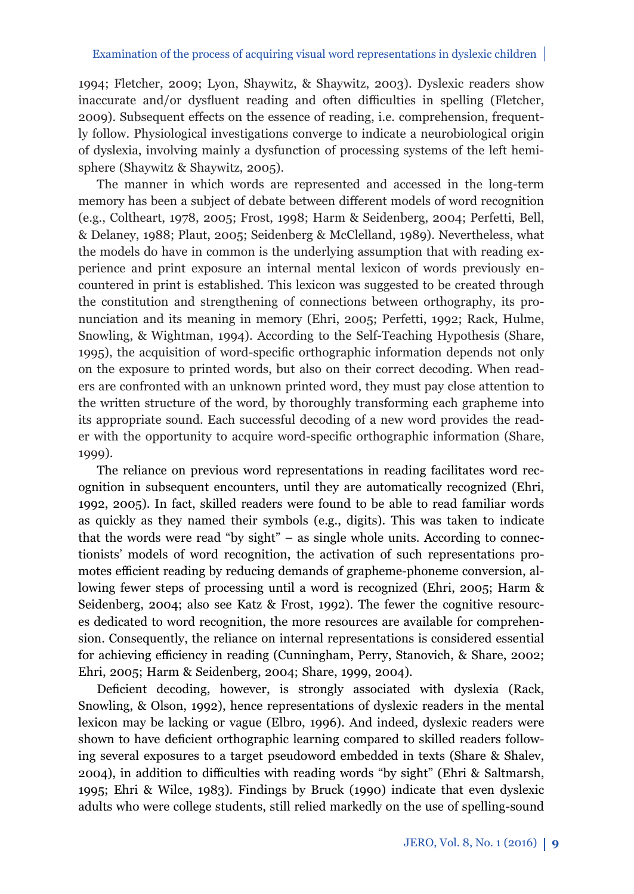1994; Fletcher, 2009; Lyon, Shaywitz, & Shaywitz, 2003). Dyslexic readers show inaccurate and/or dysfluent reading and often difficulties in spelling (Fletcher, 2009). Subsequent effects on the essence of reading, i.e. comprehension, frequently follow. Physiological investigations converge to indicate a neurobiological origin of dyslexia, involving mainly a dysfunction of processing systems of the left hemisphere (Shaywitz & Shaywitz, 2005).

The manner in which words are represented and accessed in the long-term memory has been a subject of debate between different models of word recognition (e.g., Coltheart, 1978, 2005; Frost, 1998; Harm & Seidenberg, 2004; Perfetti, Bell, & Delaney, 1988; Plaut, 2005; Seidenberg & McClelland, 1989). Nevertheless, what the models do have in common is the underlying assumption that with reading experience and print exposure an internal mental lexicon of words previously encountered in print is established. This lexicon was suggested to be created through the constitution and strengthening of connections between orthography, its pronunciation and its meaning in memory (Ehri, 2005; Perfetti, 1992; Rack, Hulme, Snowling, & Wightman, 1994). According to the Self-Teaching Hypothesis (Share, 1995), the acquisition of word-specific orthographic information depends not only on the exposure to printed words, but also on their correct decoding. When readers are confronted with an unknown printed word, they must pay close attention to the written structure of the word, by thoroughly transforming each grapheme into its appropriate sound. Each successful decoding of a new word provides the reader with the opportunity to acquire word-specific orthographic information (Share, 1999).

The reliance on previous word representations in reading facilitates word recognition in subsequent encounters, until they are automatically recognized (Ehri, 1992, 2005). In fact, skilled readers were found to be able to read familiar words as quickly as they named their symbols (e.g., digits). This was taken to indicate that the words were read "by sight" – as single whole units. According to connectionists' models of word recognition, the activation of such representations promotes efficient reading by reducing demands of grapheme-phoneme conversion, allowing fewer steps of processing until a word is recognized (Ehri, 2005; Harm & Seidenberg, 2004; also see Katz & Frost, 1992). The fewer the cognitive resources dedicated to word recognition, the more resources are available for comprehension. Consequently, the reliance on internal representations is considered essential for achieving efficiency in reading (Cunningham, Perry, Stanovich, & Share, 2002; Ehri, 2005; Harm & Seidenberg, 2004; Share, 1999, 2004).

Deficient decoding, however, is strongly associated with dyslexia (Rack, Snowling, & Olson, 1992), hence representations of dyslexic readers in the mental lexicon may be lacking or vague (Elbro, 1996). And indeed, dyslexic readers were shown to have deficient orthographic learning compared to skilled readers following several exposures to a target pseudoword embedded in texts (Share & Shalev, 2004), in addition to difficulties with reading words "by sight" (Ehri & Saltmarsh, 1995; Ehri & Wilce, 1983). Findings by Bruck (1990) indicate that even dyslexic adults who were college students, still relied markedly on the use of spelling-sound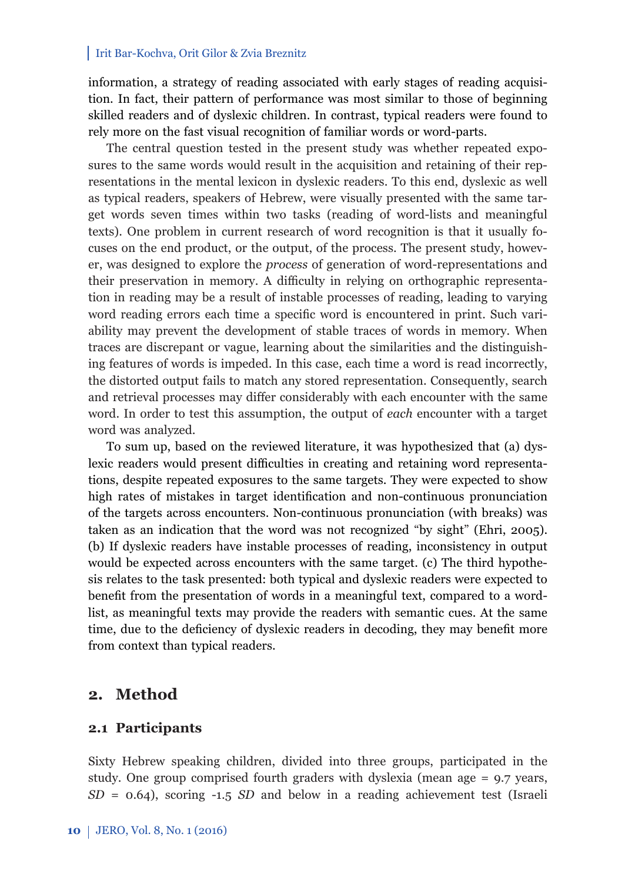information, a strategy of reading associated with early stages of reading acquisition. In fact, their pattern of performance was most similar to those of beginning skilled readers and of dyslexic children. In contrast, typical readers were found to rely more on the fast visual recognition of familiar words or word-parts.

The central question tested in the present study was whether repeated exposures to the same words would result in the acquisition and retaining of their representations in the mental lexicon in dyslexic readers. To this end, dyslexic as well as typical readers, speakers of Hebrew, were visually presented with the same target words seven times within two tasks (reading of word-lists and meaningful texts). One problem in current research of word recognition is that it usually focuses on the end product, or the output, of the process. The present study, however, was designed to explore the *process* of generation of word-representations and their preservation in memory. A difficulty in relying on orthographic representation in reading may be a result of instable processes of reading, leading to varying word reading errors each time a specific word is encountered in print. Such variability may prevent the development of stable traces of words in memory. When traces are discrepant or vague, learning about the similarities and the distinguishing features of words is impeded. In this case, each time a word is read incorrectly, the distorted output fails to match any stored representation. Consequently, search and retrieval processes may differ considerably with each encounter with the same word. In order to test this assumption, the output of *each* encounter with a target word was analyzed.

To sum up, based on the reviewed literature, it was hypothesized that (a) dyslexic readers would present difficulties in creating and retaining word representations, despite repeated exposures to the same targets. They were expected to show high rates of mistakes in target identification and non-continuous pronunciation of the targets across encounters. Non-continuous pronunciation (with breaks) was taken as an indication that the word was not recognized "by sight" (Ehri, 2005). (b) If dyslexic readers have instable processes of reading, inconsistency in output would be expected across encounters with the same target. (c) The third hypothesis relates to the task presented: both typical and dyslexic readers were expected to benefit from the presentation of words in a meaningful text, compared to a word-list, as meaningful texts may provide the readers with semantic cues. At the same time, due to the deficiency of dyslexic readers in decoding, they may benefit more from context than typical readers.

## 2. Method

### 2.1 Participants

Sixty Hebrew speaking children, divided into three groups, participated in the study. One group comprised fourth graders with dyslexia (mean age = 9.7 years, *SD* = 0.64), scoring -1.5 *SD* and below in a reading achievement test (Israeli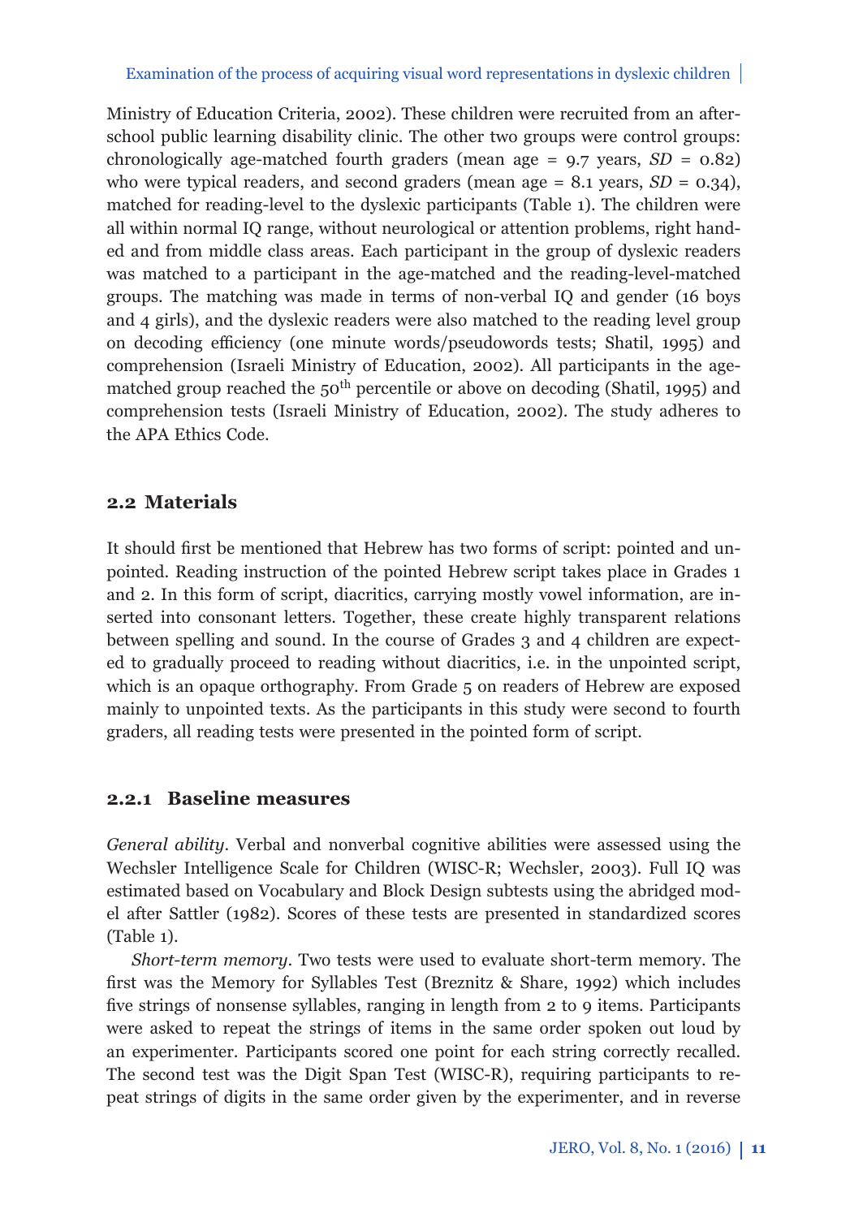Ministry of Education Criteria, 2002). These children were recruited from an after-school public learning disability clinic. The other two groups were control groups: chronologically age-matched fourth graders (mean age = 9.7 years, *SD* = 0.82) who were typical readers, and second graders (mean age = 8.1 years, *SD* = 0.34), matched for reading-level to the dyslexic participants (Table 1). The children were all within normal IQ range, without neurological or attention problems, right handed and from middle class areas. Each participant in the group of dyslexic readers was matched to a participant in the age-matched and the reading-level-matched groups. The matching was made in terms of non-verbal IQ and gender (16 boys and 4 girls), and the dyslexic readers were also matched to the reading level group on decoding efficiency (one minute words/pseudowords tests; Shatil, 1995) and comprehension (Israeli Ministry of Education, 2002). All participants in the age-matched group reached the 50$^{th}$ percentile or above on decoding (Shatil, 1995) and comprehension tests (Israeli Ministry of Education, 2002). The study adheres to the APA Ethics Code.

## 2.2 Materials

It should first be mentioned that Hebrew has two forms of script: pointed and unpointed. Reading instruction of the pointed Hebrew script takes place in Grades 1 and 2. In this form of script, diacritics, carrying mostly vowel information, are inserted into consonant letters. Together, these create highly transparent relations between spelling and sound. In the course of Grades 3 and 4 children are expected to gradually proceed to reading without diacritics, i.e. in the unpointed script, which is an opaque orthography. From Grade 5 on readers of Hebrew are exposed mainly to unpointed texts. As the participants in this study were second to fourth graders, all reading tests were presented in the pointed form of script.

### 2.2.1 Baseline measures

*General ability*. Verbal and nonverbal cognitive abilities were assessed using the Wechsler Intelligence Scale for Children (WISC-R; Wechsler, 2003). Full IQ was estimated based on Vocabulary and Block Design subtests using the abridged model after Sattler (1982). Scores of these tests are presented in standardized scores (Table 1).

*Short-term memory*. Two tests were used to evaluate short-term memory. The first was the Memory for Syllables Test (Breznitz & Share, 1992) which includes five strings of nonsense syllables, ranging in length from 2 to 9 items. Participants were asked to repeat the strings of items in the same order spoken out loud by an experimenter. Participants scored one point for each string correctly recalled. The second test was the Digit Span Test (WISC-R), requiring participants to repeat strings of digits in the same order given by the experimenter, and in reverse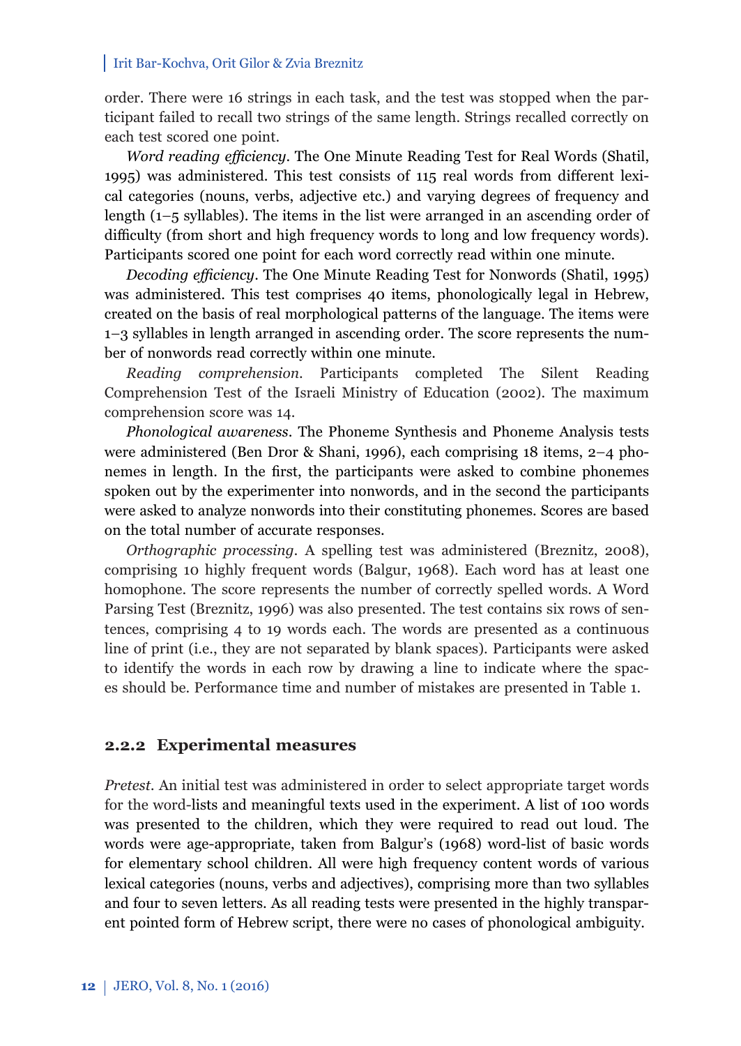order. There were 16 strings in each task, and the test was stopped when the participant failed to recall two strings of the same length. Strings recalled correctly on each test scored one point.

*Word reading efficiency*. The One Minute Reading Test for Real Words (Shatil, 1995) was administered. This test consists of 115 real words from different lexical categories (nouns, verbs, adjective etc.) and varying degrees of frequency and length (1–5 syllables). The items in the list were arranged in an ascending order of difficulty (from short and high frequency words to long and low frequency words). Participants scored one point for each word correctly read within one minute.

*Decoding efficiency*. The One Minute Reading Test for Nonwords (Shatil, 1995) was administered. This test comprises 40 items, phonologically legal in Hebrew, created on the basis of real morphological patterns of the language. The items were 1–3 syllables in length arranged in ascending order. The score represents the number of nonwords read correctly within one minute.

*Reading comprehension*. Participants completed The Silent Reading Comprehension Test of the Israeli Ministry of Education (2002). The maximum comprehension score was 14.

*Phonological awareness*. The Phoneme Synthesis and Phoneme Analysis tests were administered (Ben Dror & Shani, 1996), each comprising 18 items, 2–4 phonemes in length. In the first, the participants were asked to combine phonemes spoken out by the experimenter into nonwords, and in the second the participants were asked to analyze nonwords into their constituting phonemes. Scores are based on the total number of accurate responses.

*Orthographic processing*. A spelling test was administered (Breznitz, 2008), comprising 10 highly frequent words (Balgur, 1968). Each word has at least one homophone. The score represents the number of correctly spelled words. A Word Parsing Test (Breznitz, 1996) was also presented. The test contains six rows of sentences, comprising 4 to 19 words each. The words are presented as a continuous line of print (i.e., they are not separated by blank spaces). Participants were asked to identify the words in each row by drawing a line to indicate where the spaces should be. Performance time and number of mistakes are presented in Table 1.

### 2.2.2 Experimental measures

*Pretest*. An initial test was administered in order to select appropriate target words for the word-lists and meaningful texts used in the experiment. A list of 100 words was presented to the children, which they were required to read out loud. The words were age-appropriate, taken from Balgur's (1968) word-list of basic words for elementary school children. All were high frequency content words of various lexical categories (nouns, verbs and adjectives), comprising more than two syllables and four to seven letters. As all reading tests were presented in the highly transparent pointed form of Hebrew script, there were no cases of phonological ambiguity.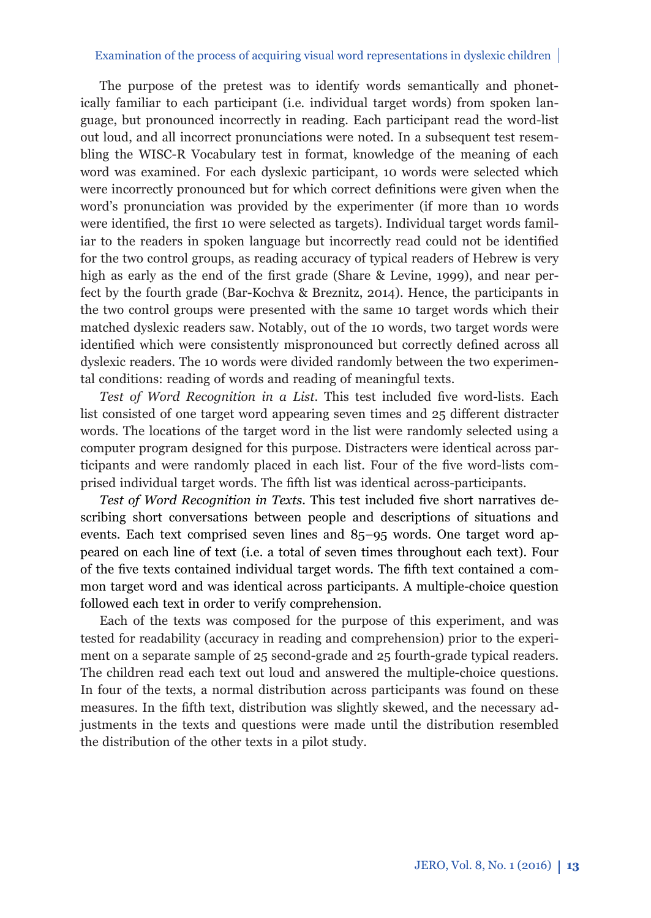The purpose of the pretest was to identify words semantically and phonetically familiar to each participant (i.e. individual target words) from spoken language, but pronounced incorrectly in reading. Each participant read the word-list out loud, and all incorrect pronunciations were noted. In a subsequent test resembling the WISC-R Vocabulary test in format, knowledge of the meaning of each word was examined. For each dyslexic participant, 10 words were selected which were incorrectly pronounced but for which correct definitions were given when the word's pronunciation was provided by the experimenter (if more than 10 words were identified, the first 10 were selected as targets). Individual target words familiar to the readers in spoken language but incorrectly read could not be identified for the two control groups, as reading accuracy of typical readers of Hebrew is very high as early as the end of the first grade (Share & Levine, 1999), and near perfect by the fourth grade (Bar-Kochva & Breznitz, 2014). Hence, the participants in the two control groups were presented with the same 10 target words which their matched dyslexic readers saw. Notably, out of the 10 words, two target words were identified which were consistently mispronounced but correctly defined across all dyslexic readers. The 10 words were divided randomly between the two experimental conditions: reading of words and reading of meaningful texts.

*Test of Word Recognition in a List*. This test included five word-lists. Each list consisted of one target word appearing seven times and 25 different distracter words. The locations of the target word in the list were randomly selected using a computer program designed for this purpose. Distracters were identical across participants and were randomly placed in each list. Four of the five word-lists comprised individual target words. The fifth list was identical across-participants.

*Test of Word Recognition in Texts*. This test included five short narratives describing short conversations between people and descriptions of situations and events. Each text comprised seven lines and 85–95 words. One target word appeared on each line of text (i.e. a total of seven times throughout each text). Four of the five texts contained individual target words. The fifth text contained a common target word and was identical across participants. A multiple-choice question followed each text in order to verify comprehension.

Each of the texts was composed for the purpose of this experiment, and was tested for readability (accuracy in reading and comprehension) prior to the experiment on a separate sample of 25 second-grade and 25 fourth-grade typical readers. The children read each text out loud and answered the multiple-choice questions. In four of the texts, a normal distribution across participants was found on these measures. In the fifth text, distribution was slightly skewed, and the necessary adjustments in the texts and questions were made until the distribution resembled the distribution of the other texts in a pilot study.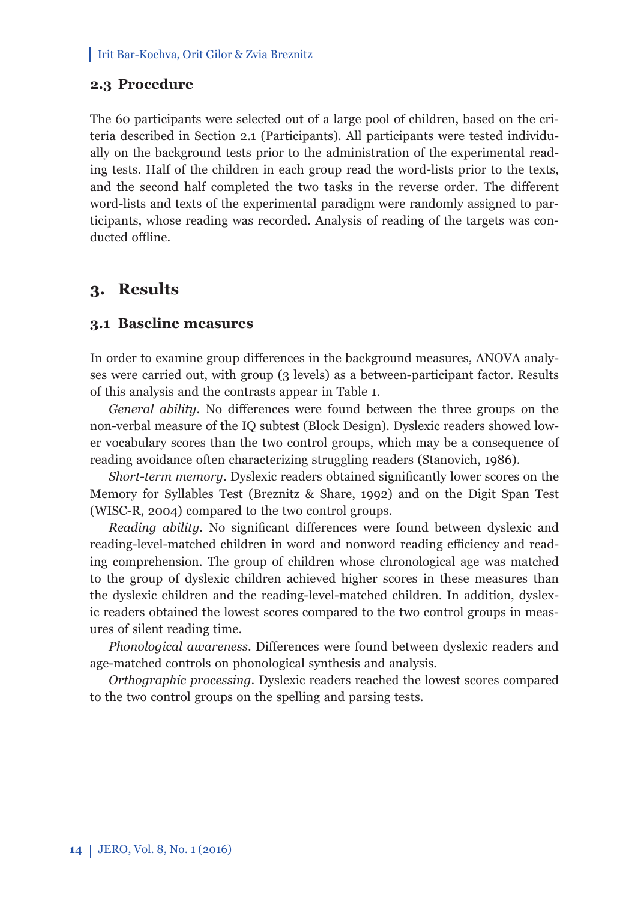### 2.3 Procedure

The 60 participants were selected out of a large pool of children, based on the criteria described in Section 2.1 (Participants). All participants were tested individually on the background tests prior to the administration of the experimental reading tests. Half of the children in each group read the word-lists prior to the texts, and the second half completed the two tasks in the reverse order. The different word-lists and texts of the experimental paradigm were randomly assigned to participants, whose reading was recorded. Analysis of reading of the targets was conducted offline.

## 3. Results

### 3.1 Baseline measures

In order to examine group differences in the background measures, ANOVA analyses were carried out, with group (3 levels) as a between-participant factor. Results of this analysis and the contrasts appear in Table 1.

*General ability*. No differences were found between the three groups on the non-verbal measure of the IQ subtest (Block Design). Dyslexic readers showed lower vocabulary scores than the two control groups, which may be a consequence of reading avoidance often characterizing struggling readers (Stanovich, 1986).

*Short-term memory*. Dyslexic readers obtained significantly lower scores on the Memory for Syllables Test (Breznitz & Share, 1992) and on the Digit Span Test (WISC-R, 2004) compared to the two control groups.

*Reading ability*. No significant differences were found between dyslexic and reading-level-matched children in word and nonword reading efficiency and reading comprehension. The group of children whose chronological age was matched to the group of dyslexic children achieved higher scores in these measures than the dyslexic children and the reading-level-matched children. In addition, dyslexic readers obtained the lowest scores compared to the two control groups in measures of silent reading time.

*Phonological awareness*. Differences were found between dyslexic readers and age-matched controls on phonological synthesis and analysis.

*Orthographic processing*. Dyslexic readers reached the lowest scores compared to the two control groups on the spelling and parsing tests.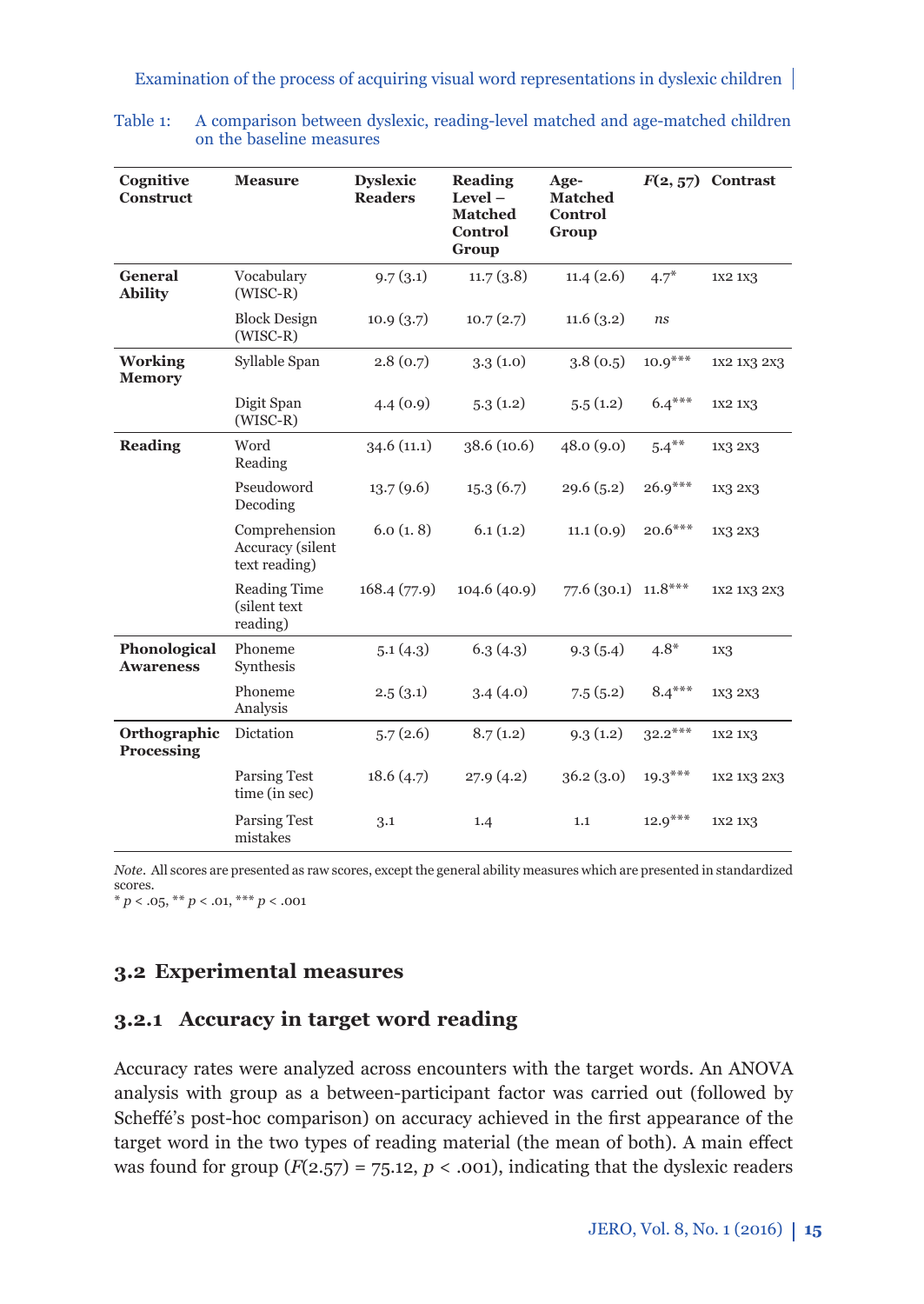Table 1: A comparison between dyslexic, reading-level matched and age-matched children on the baseline measures

| Cognitive Construct | Measure | Dyslexic Readers | Reading Level – Matched Control Group | Age-Matched Control Group | $F(2, 57)$ | Contrast |
|---|---|---|---|---|---|---|
| **General Ability** | Vocabulary (WISC-R) | 9.7 (3.1) | 11.7 (3.8) | 11.4 (2.6) | 4.7* | 1x2 1x3 |
| | Block Design (WISC-R) | 10.9 (3.7) | 10.7 (2.7) | 11.6 (3.2) | *ns* | |
| **Working Memory** | Syllable Span | 2.8 (0.7) | 3.3 (1.0) | 3.8 (0.5) | 10.9*** | 1x2 1x3 2x3 |
| | Digit Span (WISC-R) | 4.4 (0.9) | 5.3 (1.2) | 5.5 (1.2) | 6.4*** | 1x2 1x3 |
| **Reading** | Word Reading | 34.6 (11.1) | 38.6 (10.6) | 48.0 (9.0) | 5.4** | 1x3 2x3 |
| | Pseudoword Decoding | 13.7 (9.6) | 15.3 (6.7) | 29.6 (5.2) | 26.9*** | 1x3 2x3 |
| | Comprehension Accuracy (silent text reading) | 6.0 (1. 8) | 6.1 (1.2) | 11.1 (0.9) | 20.6*** | 1x3 2x3 |
| | Reading Time (silent text reading) | 168.4 (77.9) | 104.6 (40.9) | 77.6 (30.1) | 11.8*** | 1x2 1x3 2x3 |
| **Phonological Awareness** | Phoneme Synthesis | 5.1 (4.3) | 6.3 (4.3) | 9.3 (5.4) | 4.8* | 1x3 |
| | Phoneme Analysis | 2.5 (3.1) | 3.4 (4.0) | 7.5 (5.2) | 8.4*** | 1x3 2x3 |
| **Orthographic Processing** | Dictation | 5.7 (2.6) | 8.7 (1.2) | 9.3 (1.2) | 32.2*** | 1x2 1x3 |
| | Parsing Test time (in sec) | 18.6 (4.7) | 27.9 (4.2) | 36.2 (3.0) | 19.3*** | 1x2 1x3 2x3 |
| | Parsing Test mistakes | 3.1 | 1.4 | 1.1 | 12.9*** | 1x2 1x3 |

*Note*. All scores are presented as raw scores, except the general ability measures which are presented in standardized scores.
\* $p < .05$, ** $p < .01$, *** $p < .001$

## 3.2 Experimental measures

### 3.2.1 Accuracy in target word reading

Accuracy rates were analyzed across encounters with the target words. An ANOVA analysis with group as a between-participant factor was carried out (followed by Scheffé's post-hoc comparison) on accuracy achieved in the first appearance of the target word in the two types of reading material (the mean of both). A main effect was found for group ($F(2.57) = 75.12$, $p < .001$), indicating that the dyslexic readers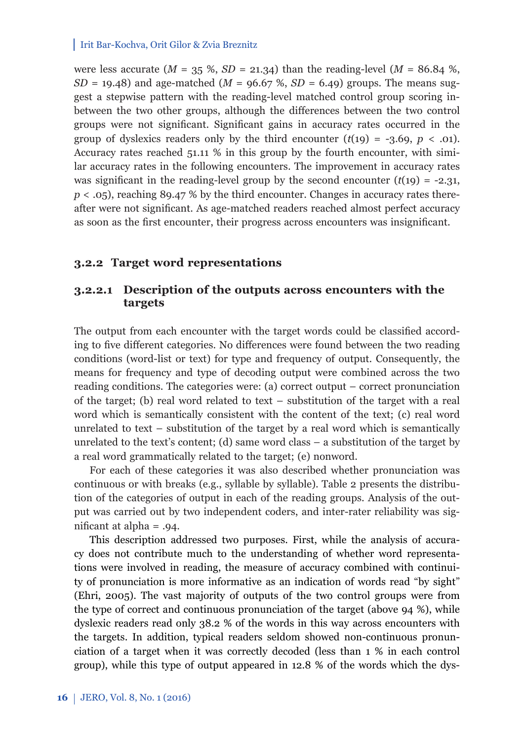were less accurate ($M$ = 35 %, $SD$ = 21.34) than the reading-level ($M$ = 86.84 %, $SD$ = 19.48) and age-matched ($M$ = 96.67 %, $SD$ = 6.49) groups. The means suggest a stepwise pattern with the reading-level matched control group scoring in-between the two other groups, although the differences between the two control groups were not significant. Significant gains in accuracy rates occurred in the group of dyslexics readers only by the third encounter ($t(19) = -3.69$, $p < .01$). Accuracy rates reached 51.11 % in this group by the fourth encounter, with similar accuracy rates in the following encounters. The improvement in accuracy rates was significant in the reading-level group by the second encounter ($t(19) = -2.31$, $p < .05$), reaching 89.47 % by the third encounter. Changes in accuracy rates thereafter were not significant. As age-matched readers reached almost perfect accuracy as soon as the first encounter, their progress across encounters was insignificant.

### 3.2.2 Target word representations

#### 3.2.2.1 Description of the outputs across encounters with the targets

The output from each encounter with the target words could be classified according to five different categories. No differences were found between the two reading conditions (word-list or text) for type and frequency of output. Consequently, the means for frequency and type of decoding output were combined across the two reading conditions. The categories were: (a) correct output – correct pronunciation of the target; (b) real word related to text – substitution of the target with a real word which is semantically consistent with the content of the text; (c) real word unrelated to text – substitution of the target by a real word which is semantically unrelated to the text's content; (d) same word class – a substitution of the target by a real word grammatically related to the target; (e) nonword.

For each of these categories it was also described whether pronunciation was continuous or with breaks (e.g., syllable by syllable). Table 2 presents the distribution of the categories of output in each of the reading groups. Analysis of the output was carried out by two independent coders, and inter-rater reliability was significant at alpha = .94.

This description addressed two purposes. First, while the analysis of accuracy does not contribute much to the understanding of whether word representations were involved in reading, the measure of accuracy combined with continuity of pronunciation is more informative as an indication of words read "by sight" (Ehri, 2005). The vast majority of outputs of the two control groups were from the type of correct and continuous pronunciation of the target (above 94 %), while dyslexic readers read only 38.2 % of the words in this way across encounters with the targets. In addition, typical readers seldom showed non-continuous pronunciation of a target when it was correctly decoded (less than 1 % in each control group), while this type of output appeared in 12.8 % of the words which the dys-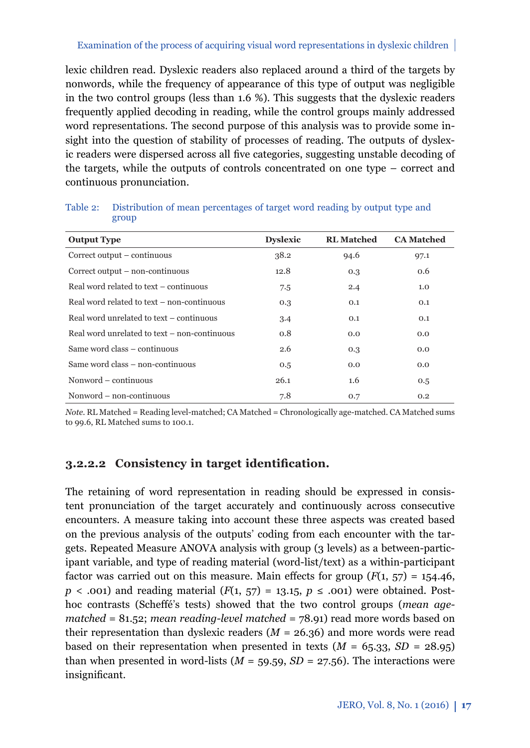lexic children read. Dyslexic readers also replaced around a third of the targets by nonwords, while the frequency of appearance of this type of output was negligible in the two control groups (less than 1.6 %). This suggests that the dyslexic readers frequently applied decoding in reading, while the control groups mainly addressed word representations. The second purpose of this analysis was to provide some insight into the question of stability of processes of reading. The outputs of dyslexic readers were dispersed across all five categories, suggesting unstable decoding of the targets, while the outputs of controls concentrated on one type – correct and continuous pronunciation.

Table 2: Distribution of mean percentages of target word reading by output type and group

| Output Type | Dyslexic | RL Matched | CA Matched |
|---|---|---|---|
| Correct output – continuous | 38.2 | 94.6 | 97.1 |
| Correct output – non-continuous | 12.8 | 0.3 | 0.6 |
| Real word related to text – continuous | 7.5 | 2.4 | 1.0 |
| Real word related to text – non-continuous | 0.3 | 0.1 | 0.1 |
| Real word unrelated to text – continuous | 3.4 | 0.1 | 0.1 |
| Real word unrelated to text – non-continuous | 0.8 | 0.0 | 0.0 |
| Same word class – continuous | 2.6 | 0.3 | 0.0 |
| Same word class – non-continuous | 0.5 | 0.0 | 0.0 |
| Nonword – continuous | 26.1 | 1.6 | 0.5 |
| Nonword – non-continuous | 7.8 | 0.7 | 0.2 |

*Note.* RL Matched = Reading level-matched; CA Matched = Chronologically age-matched. CA Matched sums to 99.6, RL Matched sums to 100.1.

#### 3.2.2.2 Consistency in target identification.

The retaining of word representation in reading should be expressed in consistent pronunciation of the target accurately and continuously across consecutive encounters. A measure taking into account these three aspects was created based on the previous analysis of the outputs' coding from each encounter with the targets. Repeated Measure ANOVA analysis with group (3 levels) as a between-participant variable, and type of reading material (word-list/text) as a within-participant factor was carried out on this measure. Main effects for group ($F(1, 57) = 154.46$, $p < .001$) and reading material ($F(1, 57) = 13.15$, $p \leq .001$) were obtained. Post-hoc contrasts (Scheffé's tests) showed that the two control groups (*mean age-matched* = 81.52; *mean reading-level matched* = 78.91) read more words based on their representation than dyslexic readers ($M = 26.36$) and more words were read based on their representation when presented in texts ($M = 65.33$, $SD = 28.95$) than when presented in word-lists ($M = 59.59$, $SD = 27.56$). The interactions were insignificant.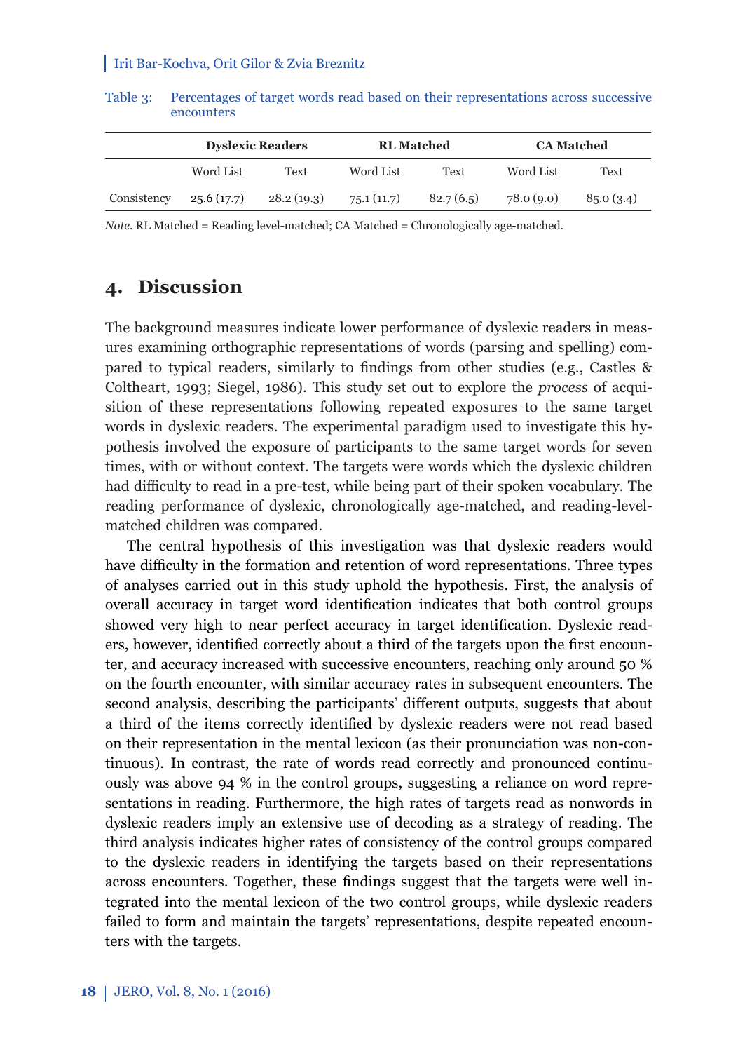Table 3: Percentages of target words read based on their representations across successive encounters

| | Dyslexic Readers | | RL Matched | | CA Matched | |
|---|---|---|---|---|---|---|
| | Word List | Text | Word List | Text | Word List | Text |
| Consistency | 25.6 (17.7) | 28.2 (19.3) | 75.1 (11.7) | 82.7 (6.5) | 78.0 (9.0) | 85.0 (3.4) |

*Note.* RL Matched = Reading level-matched; CA Matched = Chronologically age-matched.

## 4. Discussion

The background measures indicate lower performance of dyslexic readers in measures examining orthographic representations of words (parsing and spelling) compared to typical readers, similarly to findings from other studies (e.g., Castles & Coltheart, 1993; Siegel, 1986). This study set out to explore the *process* of acquisition of these representations following repeated exposures to the same target words in dyslexic readers. The experimental paradigm used to investigate this hypothesis involved the exposure of participants to the same target words for seven times, with or without context. The targets were words which the dyslexic children had difficulty to read in a pre-test, while being part of their spoken vocabulary. The reading performance of dyslexic, chronologically age-matched, and reading-level-matched children was compared.

The central hypothesis of this investigation was that dyslexic readers would have difficulty in the formation and retention of word representations. Three types of analyses carried out in this study uphold the hypothesis. First, the analysis of overall accuracy in target word identification indicates that both control groups showed very high to near perfect accuracy in target identification. Dyslexic readers, however, identified correctly about a third of the targets upon the first encounter, and accuracy increased with successive encounters, reaching only around 50 % on the fourth encounter, with similar accuracy rates in subsequent encounters. The second analysis, describing the participants' different outputs, suggests that about a third of the items correctly identified by dyslexic readers were not read based on their representation in the mental lexicon (as their pronunciation was non-continuous). In contrast, the rate of words read correctly and pronounced continuously was above 94 % in the control groups, suggesting a reliance on word representations in reading. Furthermore, the high rates of targets read as nonwords in dyslexic readers imply an extensive use of decoding as a strategy of reading. The third analysis indicates higher rates of consistency of the control groups compared to the dyslexic readers in identifying the targets based on their representations across encounters. Together, these findings suggest that the targets were well integrated into the mental lexicon of the two control groups, while dyslexic readers failed to form and maintain the targets' representations, despite repeated encounters with the targets.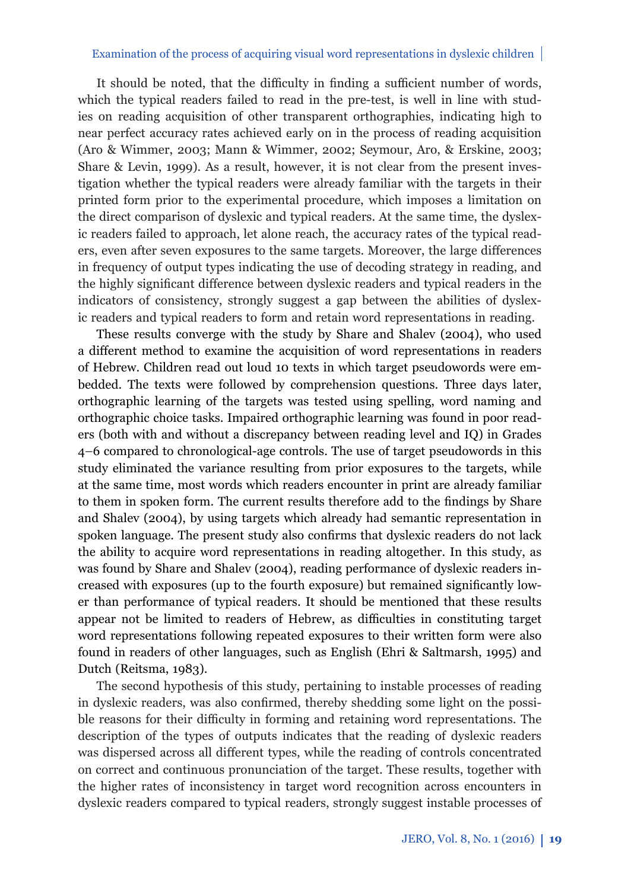It should be noted, that the difficulty in finding a sufficient number of words, which the typical readers failed to read in the pre-test, is well in line with studies on reading acquisition of other transparent orthographies, indicating high to near perfect accuracy rates achieved early on in the process of reading acquisition (Aro & Wimmer, 2003; Mann & Wimmer, 2002; Seymour, Aro, & Erskine, 2003; Share & Levin, 1999). As a result, however, it is not clear from the present investigation whether the typical readers were already familiar with the targets in their printed form prior to the experimental procedure, which imposes a limitation on the direct comparison of dyslexic and typical readers. At the same time, the dyslexic readers failed to approach, let alone reach, the accuracy rates of the typical readers, even after seven exposures to the same targets. Moreover, the large differences in frequency of output types indicating the use of decoding strategy in reading, and the highly significant difference between dyslexic readers and typical readers in the indicators of consistency, strongly suggest a gap between the abilities of dyslexic readers and typical readers to form and retain word representations in reading.

These results converge with the study by Share and Shalev (2004), who used a different method to examine the acquisition of word representations in readers of Hebrew. Children read out loud 10 texts in which target pseudowords were embedded. The texts were followed by comprehension questions. Three days later, orthographic learning of the targets was tested using spelling, word naming and orthographic choice tasks. Impaired orthographic learning was found in poor readers (both with and without a discrepancy between reading level and IQ) in Grades 4–6 compared to chronological-age controls. The use of target pseudowords in this study eliminated the variance resulting from prior exposures to the targets, while at the same time, most words which readers encounter in print are already familiar to them in spoken form. The current results therefore add to the findings by Share and Shalev (2004), by using targets which already had semantic representation in spoken language. The present study also confirms that dyslexic readers do not lack the ability to acquire word representations in reading altogether. In this study, as was found by Share and Shalev (2004), reading performance of dyslexic readers increased with exposures (up to the fourth exposure) but remained significantly lower than performance of typical readers. It should be mentioned that these results appear not be limited to readers of Hebrew, as difficulties in constituting target word representations following repeated exposures to their written form were also found in readers of other languages, such as English (Ehri & Saltmarsh, 1995) and Dutch (Reitsma, 1983).

The second hypothesis of this study, pertaining to instable processes of reading in dyslexic readers, was also confirmed, thereby shedding some light on the possible reasons for their difficulty in forming and retaining word representations. The description of the types of outputs indicates that the reading of dyslexic readers was dispersed across all different types, while the reading of controls concentrated on correct and continuous pronunciation of the target. These results, together with the higher rates of inconsistency in target word recognition across encounters in dyslexic readers compared to typical readers, strongly suggest instable processes of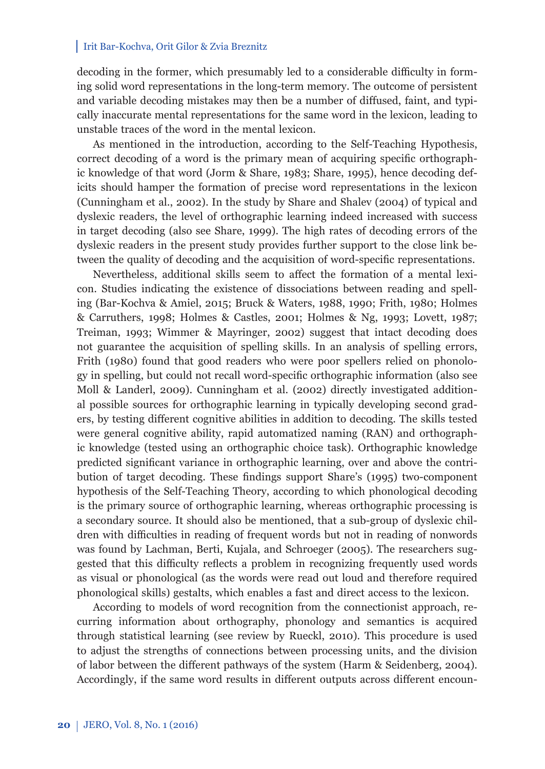decoding in the former, which presumably led to a considerable difficulty in forming solid word representations in the long-term memory. The outcome of persistent and variable decoding mistakes may then be a number of diffused, faint, and typically inaccurate mental representations for the same word in the lexicon, leading to unstable traces of the word in the mental lexicon.

As mentioned in the introduction, according to the Self-Teaching Hypothesis, correct decoding of a word is the primary mean of acquiring specific orthographic knowledge of that word (Jorm & Share, 1983; Share, 1995), hence decoding deficits should hamper the formation of precise word representations in the lexicon (Cunningham et al., 2002). In the study by Share and Shalev (2004) of typical and dyslexic readers, the level of orthographic learning indeed increased with success in target decoding (also see Share, 1999). The high rates of decoding errors of the dyslexic readers in the present study provides further support to the close link between the quality of decoding and the acquisition of word-specific representations.

Nevertheless, additional skills seem to affect the formation of a mental lexicon. Studies indicating the existence of dissociations between reading and spelling (Bar-Kochva & Amiel, 2015; Bruck & Waters, 1988, 1990; Frith, 1980; Holmes & Carruthers, 1998; Holmes & Castles, 2001; Holmes & Ng, 1993; Lovett, 1987; Treiman, 1993; Wimmer & Mayringer, 2002) suggest that intact decoding does not guarantee the acquisition of spelling skills. In an analysis of spelling errors, Frith (1980) found that good readers who were poor spellers relied on phonology in spelling, but could not recall word-specific orthographic information (also see Moll & Landerl, 2009). Cunningham et al. (2002) directly investigated additional possible sources for orthographic learning in typically developing second graders, by testing different cognitive abilities in addition to decoding. The skills tested were general cognitive ability, rapid automatized naming (RAN) and orthographic knowledge (tested using an orthographic choice task). Orthographic knowledge predicted significant variance in orthographic learning, over and above the contribution of target decoding. These findings support Share's (1995) two-component hypothesis of the Self-Teaching Theory, according to which phonological decoding is the primary source of orthographic learning, whereas orthographic processing is a secondary source. It should also be mentioned, that a sub-group of dyslexic children with difficulties in reading of frequent words but not in reading of nonwords was found by Lachman, Berti, Kujala, and Schroeger (2005). The researchers suggested that this difficulty reflects a problem in recognizing frequently used words as visual or phonological (as the words were read out loud and therefore required phonological skills) gestalts, which enables a fast and direct access to the lexicon.

According to models of word recognition from the connectionist approach, recurring information about orthography, phonology and semantics is acquired through statistical learning (see review by Rueckl, 2010). This procedure is used to adjust the strengths of connections between processing units, and the division of labor between the different pathways of the system (Harm & Seidenberg, 2004). Accordingly, if the same word results in different outputs across different encoun-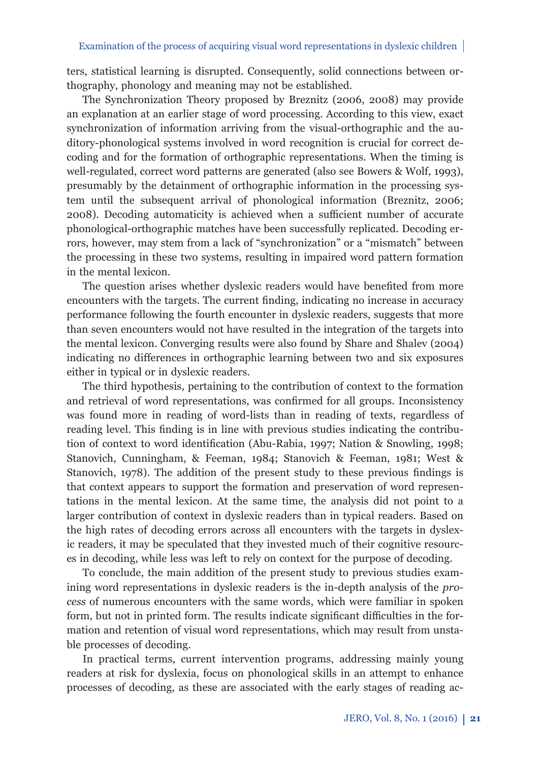ters, statistical learning is disrupted. Consequently, solid connections between orthography, phonology and meaning may not be established.

The Synchronization Theory proposed by Breznitz (2006, 2008) may provide an explanation at an earlier stage of word processing. According to this view, exact synchronization of information arriving from the visual-orthographic and the auditory-phonological systems involved in word recognition is crucial for correct decoding and for the formation of orthographic representations. When the timing is well-regulated, correct word patterns are generated (also see Bowers & Wolf, 1993), presumably by the detainment of orthographic information in the processing system until the subsequent arrival of phonological information (Breznitz, 2006; 2008). Decoding automaticity is achieved when a sufficient number of accurate phonological-orthographic matches have been successfully replicated. Decoding errors, however, may stem from a lack of "synchronization" or a "mismatch" between the processing in these two systems, resulting in impaired word pattern formation in the mental lexicon.

The question arises whether dyslexic readers would have benefited from more encounters with the targets. The current finding, indicating no increase in accuracy performance following the fourth encounter in dyslexic readers, suggests that more than seven encounters would not have resulted in the integration of the targets into the mental lexicon. Converging results were also found by Share and Shalev (2004) indicating no differences in orthographic learning between two and six exposures either in typical or in dyslexic readers.

The third hypothesis, pertaining to the contribution of context to the formation and retrieval of word representations, was confirmed for all groups. Inconsistency was found more in reading of word-lists than in reading of texts, regardless of reading level. This finding is in line with previous studies indicating the contribution of context to word identification (Abu-Rabia, 1997; Nation & Snowling, 1998; Stanovich, Cunningham, & Feeman, 1984; Stanovich & Feeman, 1981; West & Stanovich, 1978). The addition of the present study to these previous findings is that context appears to support the formation and preservation of word representations in the mental lexicon. At the same time, the analysis did not point to a larger contribution of context in dyslexic readers than in typical readers. Based on the high rates of decoding errors across all encounters with the targets in dyslexic readers, it may be speculated that they invested much of their cognitive resources in decoding, while less was left to rely on context for the purpose of decoding.

To conclude, the main addition of the present study to previous studies examining word representations in dyslexic readers is the in-depth analysis of the *process* of numerous encounters with the same words, which were familiar in spoken form, but not in printed form. The results indicate significant difficulties in the formation and retention of visual word representations, which may result from unstable processes of decoding.

In practical terms, current intervention programs, addressing mainly young readers at risk for dyslexia, focus on phonological skills in an attempt to enhance processes of decoding, as these are associated with the early stages of reading ac-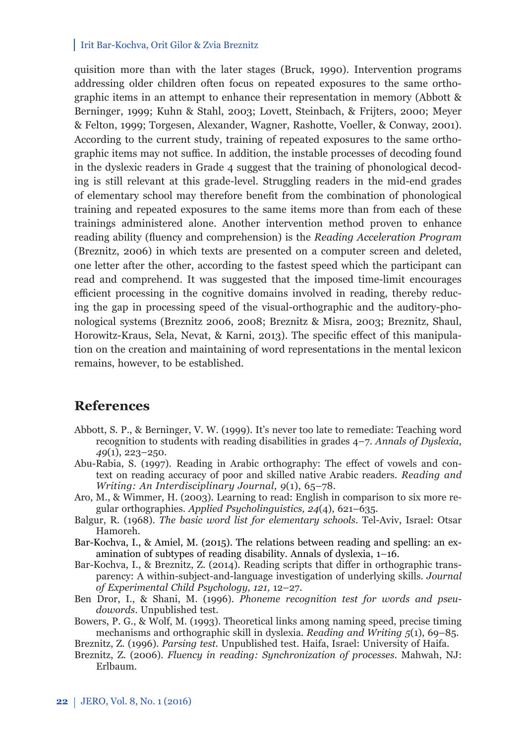quisition more than with the later stages (Bruck, 1990). Intervention programs addressing older children often focus on repeated exposures to the same orthographic items in an attempt to enhance their representation in memory (Abbott & Berninger, 1999; Kuhn & Stahl, 2003; Lovett, Steinbach, & Frijters, 2000; Meyer & Felton, 1999; Torgesen, Alexander, Wagner, Rashotte, Voeller, & Conway, 2001). According to the current study, training of repeated exposures to the same orthographic items may not suffice. In addition, the instable processes of decoding found in the dyslexic readers in Grade 4 suggest that the training of phonological decoding is still relevant at this grade-level. Struggling readers in the mid-end grades of elementary school may therefore benefit from the combination of phonological training and repeated exposures to the same items more than from each of these trainings administered alone. Another intervention method proven to enhance reading ability (fluency and comprehension) is the *Reading Acceleration Program* (Breznitz, 2006) in which texts are presented on a computer screen and deleted, one letter after the other, according to the fastest speed which the participant can read and comprehend. It was suggested that the imposed time-limit encourages efficient processing in the cognitive domains involved in reading, thereby reducing the gap in processing speed of the visual-orthographic and the auditory-phonological systems (Breznitz 2006, 2008; Breznitz & Misra, 2003; Breznitz, Shaul, Horowitz-Kraus, Sela, Nevat, & Karni, 2013). The specific effect of this manipulation on the creation and maintaining of word representations in the mental lexicon remains, however, to be established.

## References

Abbott, S. P., & Berninger, V. W. (1999). It's never too late to remediate: Teaching word recognition to students with reading disabilities in grades 4–7. *Annals of Dyslexia, 49*(1), 223–250.

Abu-Rabia, S. (1997). Reading in Arabic orthography: The effect of vowels and context on reading accuracy of poor and skilled native Arabic readers. *Reading and Writing: An Interdisciplinary Journal, 9*(1), 65–78.

Aro, M., & Wimmer, H. (2003). Learning to read: English in comparison to six more regular orthographies. *Applied Psycholinguistics, 24*(4), 621–635.

Balgur, R. (1968). *The basic word list for elementary schools*. Tel-Aviv, Israel: Otsar Hamoreh.

Bar-Kochva, I., & Amiel, M. (2015). The relations between reading and spelling: an examination of subtypes of reading disability. Annals of dyslexia, 1–16.

Bar-Kochva, I., & Breznitz, Z. (2014). Reading scripts that differ in orthographic transparency: A within-subject-and-language investigation of underlying skills. *Journal of Experimental Child Psychology, 121,* 12–27.

Ben Dror, I., & Shani, M. (1996). *Phoneme recognition test for words and pseudowords*. Unpublished test.

Bowers, P. G., & Wolf, M. (1993). Theoretical links among naming speed, precise timing mechanisms and orthographic skill in dyslexia. *Reading and Writing 5*(1), 69–85.

Breznitz, Z. (1996). *Parsing test.* Unpublished test. Haifa, Israel: University of Haifa.

Breznitz, Z. (2006). *Fluency in reading: Synchronization of processes*. Mahwah, NJ: Erlbaum.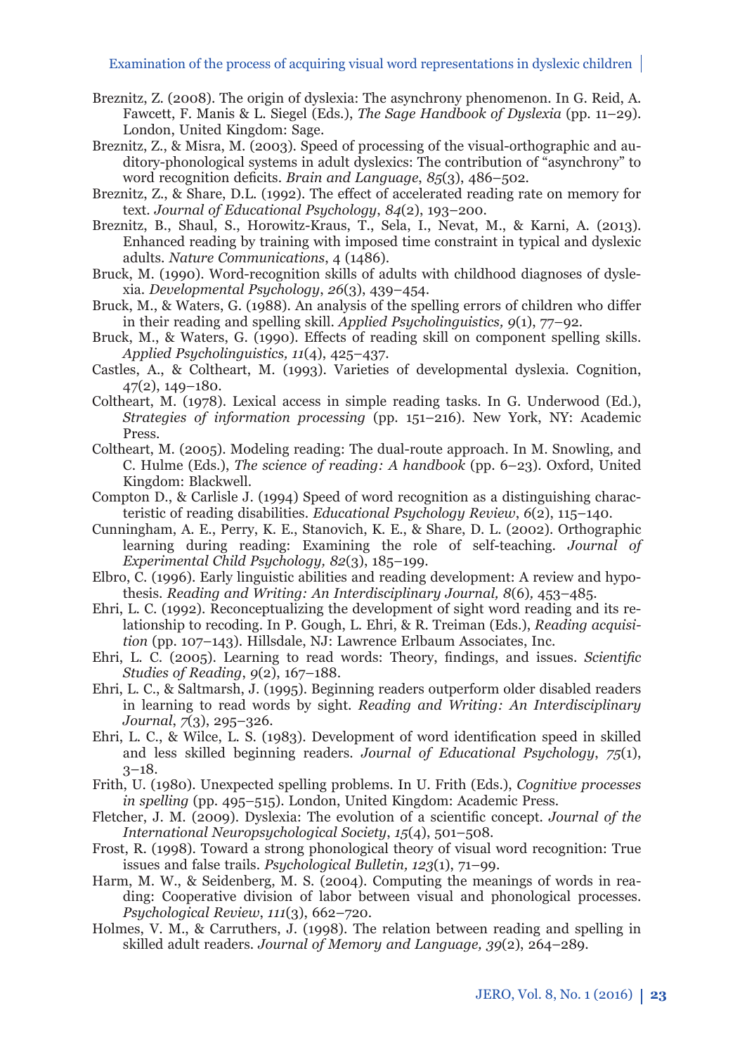Breznitz, Z. (2008). The origin of dyslexia: The asynchrony phenomenon. In G. Reid, A. Fawcett, F. Manis & L. Siegel (Eds.), *The Sage Handbook of Dyslexia* (pp. 11–29). London, United Kingdom: Sage.

Breznitz, Z., & Misra, M. (2003). Speed of processing of the visual-orthographic and auditory-phonological systems in adult dyslexics: The contribution of "asynchrony" to word recognition deficits. *Brain and Language*, *85*(3), 486–502.

Breznitz, Z., & Share, D.L. (1992). The effect of accelerated reading rate on memory for text. *Journal of Educational Psychology*, *84*(2), 193–200.

Breznitz, B., Shaul, S., Horowitz-Kraus, T., Sela, I., Nevat, M., & Karni, A. (2013). Enhanced reading by training with imposed time constraint in typical and dyslexic adults. *Nature Communications*, 4 (1486).

Bruck, M. (1990). Word-recognition skills of adults with childhood diagnoses of dyslexia. *Developmental Psychology*, *26*(3), 439–454.

Bruck, M., & Waters, G. (1988). An analysis of the spelling errors of children who differ in their reading and spelling skill. *Applied Psycholinguistics, 9*(1), 77–92.

Bruck, M., & Waters, G. (1990). Effects of reading skill on component spelling skills. *Applied Psycholinguistics, 11*(4), 425–437.

Castles, A., & Coltheart, M. (1993). Varieties of developmental dyslexia. Cognition, 47(2), 149–180.

Coltheart, M. (1978). Lexical access in simple reading tasks. In G. Underwood (Ed.), *Strategies of information processing* (pp. 151–216). New York, NY: Academic Press.

Coltheart, M. (2005). Modeling reading: The dual-route approach. In M. Snowling, and C. Hulme (Eds.), *The science of reading: A handbook* (pp. 6–23). Oxford, United Kingdom: Blackwell.

Compton D., & Carlisle J. (1994) Speed of word recognition as a distinguishing characteristic of reading disabilities. *Educational Psychology Review*, *6*(2), 115–140.

Cunningham, A. E., Perry, K. E., Stanovich, K. E., & Share, D. L. (2002). Orthographic learning during reading: Examining the role of self-teaching. *Journal of Experimental Child Psychology, 82*(3), 185–199.

Elbro, C. (1996). Early linguistic abilities and reading development: A review and hypothesis. *Reading and Writing: An Interdisciplinary Journal, 8*(6)*,* 453–485.

Ehri, L. C. (1992). Reconceptualizing the development of sight word reading and its relationship to recoding. In P. Gough, L. Ehri, & R. Treiman (Eds.), *Reading acquisition* (pp. 107–143). Hillsdale, NJ: Lawrence Erlbaum Associates, Inc.

Ehri, L. C. (2005). Learning to read words: Theory, findings, and issues. *Scientific Studies of Reading*, *9*(2), 167–188.

Ehri, L. C., & Saltmarsh, J. (1995). Beginning readers outperform older disabled readers in learning to read words by sight. *Reading and Writing: An Interdisciplinary Journal*, *7*(3), 295–326.

Ehri, L. C., & Wilce, L. S. (1983). Development of word identification speed in skilled and less skilled beginning readers. *Journal of Educational Psychology*, *75*(1), 3–18.

Frith, U. (1980). Unexpected spelling problems. In U. Frith (Eds.), *Cognitive processes in spelling* (pp. 495–515). London, United Kingdom: Academic Press.

Fletcher, J. M. (2009). Dyslexia: The evolution of a scientific concept. *Journal of the International Neuropsychological Society*, *15*(4), 501–508.

Frost, R. (1998). Toward a strong phonological theory of visual word recognition: True issues and false trails. *Psychological Bulletin, 123*(1), 71–99.

Harm, M. W., & Seidenberg, M. S. (2004). Computing the meanings of words in reading: Cooperative division of labor between visual and phonological processes. *Psychological Review*, *111*(3), 662–720.

Holmes, V. M., & Carruthers, J. (1998). The relation between reading and spelling in skilled adult readers. *Journal of Memory and Language, 39*(2), 264–289.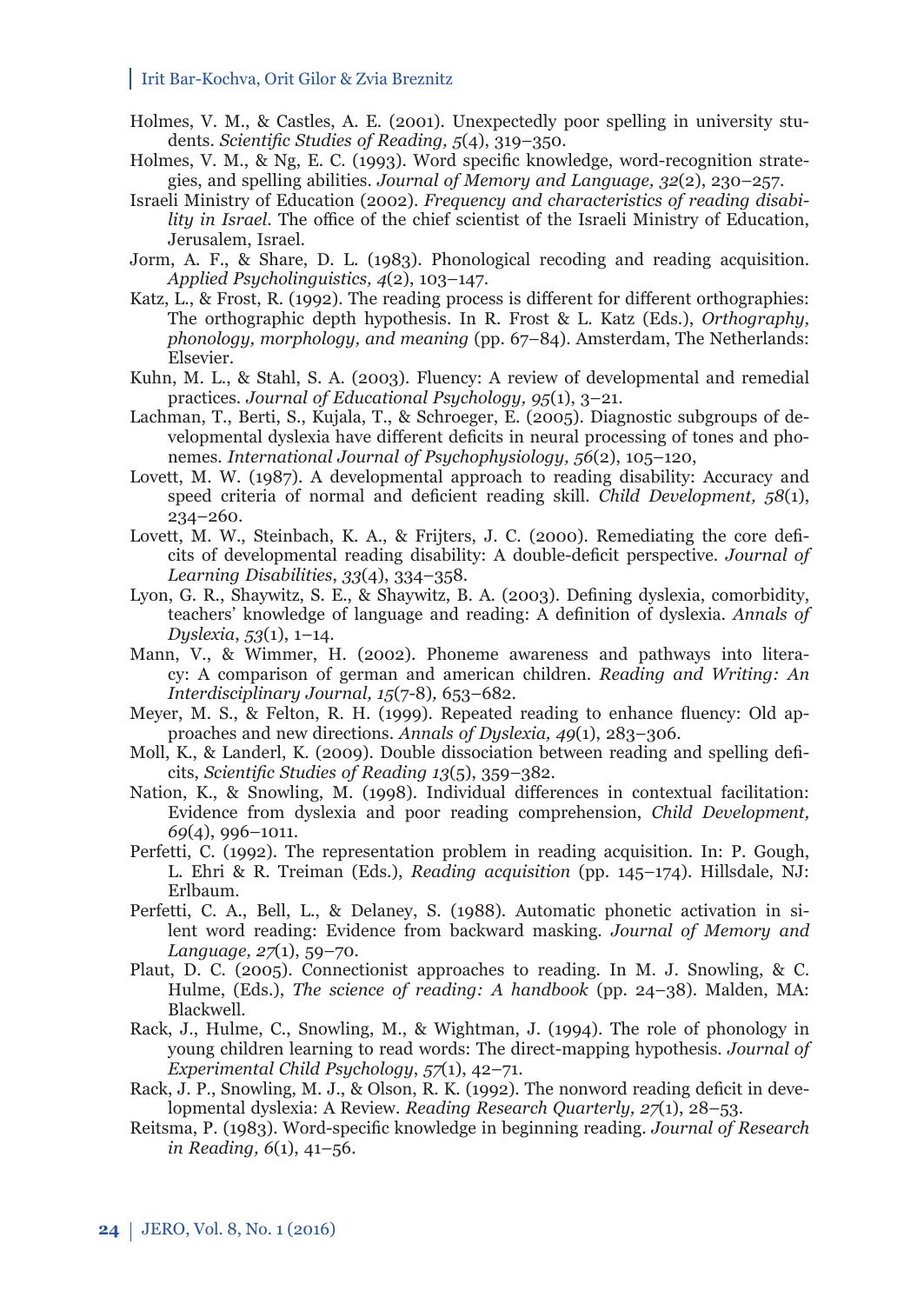Holmes, V. M., & Castles, A. E. (2001). Unexpectedly poor spelling in university students. *Scientific Studies of Reading, 5*(4), 319–350.

Holmes, V. M., & Ng, E. C. (1993). Word specific knowledge, word-recognition strategies, and spelling abilities. *Journal of Memory and Language, 32*(2), 230–257.

Israeli Ministry of Education (2002). *Frequency and characteristics of reading disability in Israel*. The office of the chief scientist of the Israeli Ministry of Education, Jerusalem, Israel.

Jorm, A. F., & Share, D. L. (1983). Phonological recoding and reading acquisition. *Applied Psycholinguistics, 4*(2), 103–147.

Katz, L., & Frost, R. (1992). The reading process is different for different orthographies: The orthographic depth hypothesis. In R. Frost & L. Katz (Eds.), *Orthography, phonology, morphology, and meaning* (pp. 67–84). Amsterdam, The Netherlands: Elsevier.

Kuhn, M. L., & Stahl, S. A. (2003). Fluency: A review of developmental and remedial practices. *Journal of Educational Psychology, 95*(1), 3–21.

Lachman, T., Berti, S., Kujala, T., & Schroeger, E. (2005). Diagnostic subgroups of developmental dyslexia have different deficits in neural processing of tones and phonemes. *International Journal of Psychophysiology, 56*(2), 105–120,

Lovett, M. W. (1987). A developmental approach to reading disability: Accuracy and speed criteria of normal and deficient reading skill. *Child Development, 58*(1), 234–260.

Lovett, M. W., Steinbach, K. A., & Frijters, J. C. (2000). Remediating the core deficits of developmental reading disability: A double-deficit perspective. *Journal of Learning Disabilities*, *33*(4), 334–358.

Lyon, G. R., Shaywitz, S. E., & Shaywitz, B. A. (2003). Defining dyslexia, comorbidity, teachers' knowledge of language and reading: A definition of dyslexia. *Annals of Dyslexia*, *53*(1), 1–14.

Mann, V., & Wimmer, H. (2002). Phoneme awareness and pathways into literacy: A comparison of german and american children. *Reading and Writing: An Interdisciplinary Journal, 15*(7-8)*,* 653–682.

Meyer, M. S., & Felton, R. H. (1999). Repeated reading to enhance fluency: Old approaches and new directions. *Annals of Dyslexia, 49*(1), 283–306.

Moll, K., & Landerl, K. (2009). Double dissociation between reading and spelling deficits, *Scientific Studies of Reading 13*(5), 359–382.

Nation, K., & Snowling, M. (1998). Individual differences in contextual facilitation: Evidence from dyslexia and poor reading comprehension, *Child Development, 69*(4), 996–1011.

Perfetti, C. (1992). The representation problem in reading acquisition. In: P. Gough, L. Ehri & R. Treiman (Eds.), *Reading acquisition* (pp. 145–174). Hillsdale, NJ: Erlbaum.

Perfetti, C. A., Bell, L., & Delaney, S. (1988). Automatic phonetic activation in silent word reading: Evidence from backward masking. *Journal of Memory and Language, 27*(1), 59–70.

Plaut, D. C. (2005). Connectionist approaches to reading. In M. J. Snowling, & C. Hulme, (Eds.), *The science of reading: A handbook* (pp. 24–38). Malden, MA: Blackwell.

Rack, J., Hulme, C., Snowling, M., & Wightman, J. (1994). The role of phonology in young children learning to read words: The direct-mapping hypothesis. *Journal of Experimental Child Psychology*, *57*(1), 42–71.

Rack, J. P., Snowling, M. J., & Olson, R. K. (1992). The nonword reading deficit in developmental dyslexia: A Review. *Reading Research Quarterly, 27*(1), 28–53.

Reitsma, P. (1983). Word-specific knowledge in beginning reading. *Journal of Research in Reading, 6*(1), 41–56.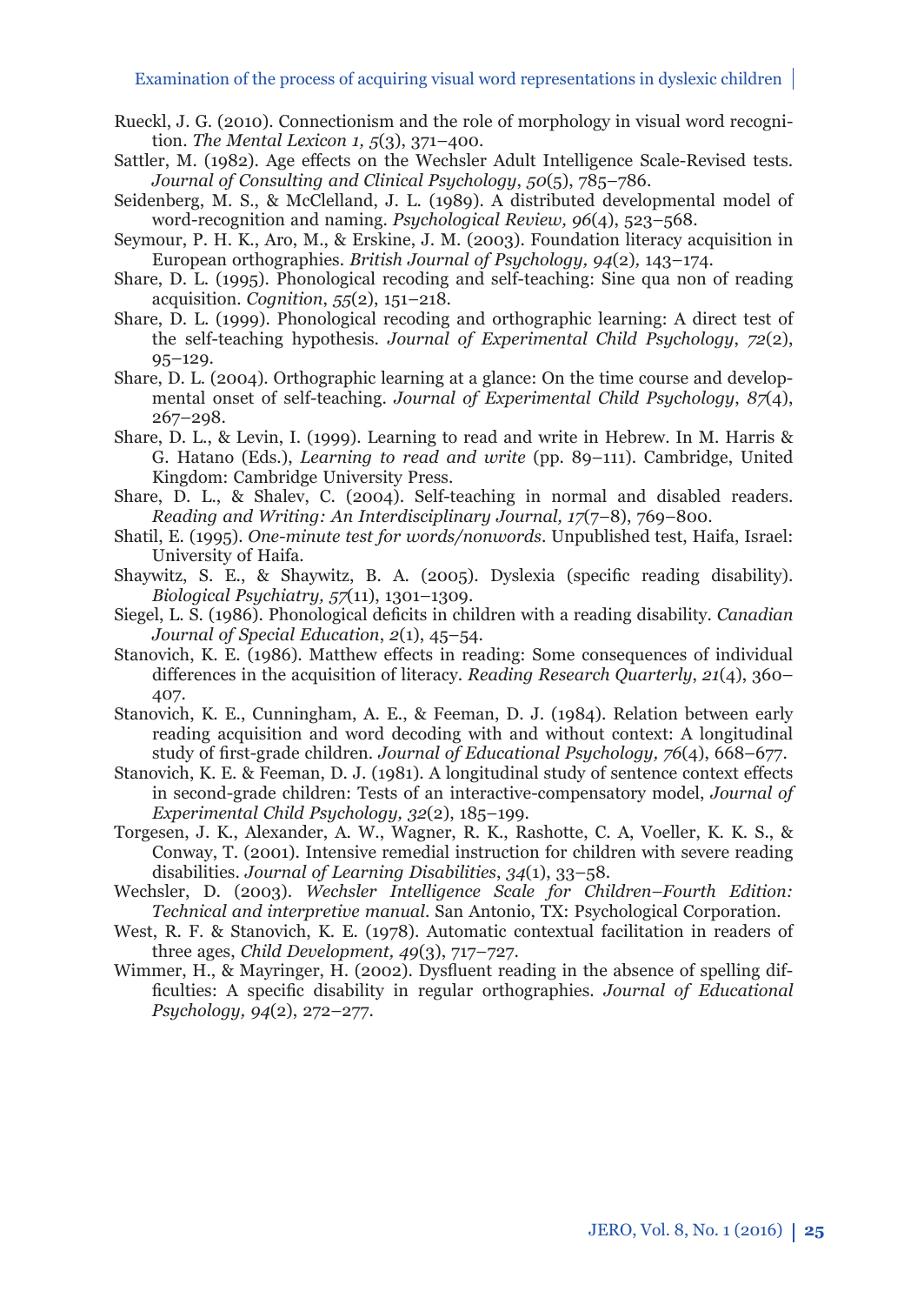Rueckl, J. G. (2010). Connectionism and the role of morphology in visual word recognition. *The Mental Lexicon 1, 5*(3), 371–400.

Sattler, M. (1982). Age effects on the Wechsler Adult Intelligence Scale-Revised tests. *Journal of Consulting and Clinical Psychology*, *50*(5), 785–786.

Seidenberg, M. S., & McClelland, J. L. (1989). A distributed developmental model of word-recognition and naming. *Psychological Review, 96*(4), 523–568.

Seymour, P. H. K., Aro, M., & Erskine, J. M. (2003). Foundation literacy acquisition in European orthographies. *British Journal of Psychology, 94*(2)*,* 143–174.

Share, D. L. (1995). Phonological recoding and self-teaching: Sine qua non of reading acquisition. *Cognition*, *55*(2), 151–218.

Share, D. L. (1999). Phonological recoding and orthographic learning: A direct test of the self-teaching hypothesis. *Journal of Experimental Child Psychology*, *72*(2), 95–129.

Share, D. L. (2004). Orthographic learning at a glance: On the time course and developmental onset of self-teaching. *Journal of Experimental Child Psychology*, *87*(4), 267–298.

Share, D. L., & Levin, I. (1999). Learning to read and write in Hebrew. In M. Harris & G. Hatano (Eds.), *Learning to read and write* (pp. 89–111). Cambridge, United Kingdom: Cambridge University Press.

Share, D. L., & Shalev, C. (2004). Self-teaching in normal and disabled readers. *Reading and Writing: An Interdisciplinary Journal, 17*(7–8), 769–800.

Shatil, E. (1995). *One-minute test for words/nonwords*. Unpublished test, Haifa, Israel: University of Haifa.

Shaywitz, S. E., & Shaywitz, B. A. (2005). Dyslexia (specific reading disability). *Biological Psychiatry, 57*(11), 1301–1309.

Siegel, L. S. (1986). Phonological deficits in children with a reading disability. *Canadian Journal of Special Education*, *2*(1), 45–54.

Stanovich, K. E. (1986). Matthew effects in reading: Some consequences of individual differences in the acquisition of literacy. *Reading Research Quarterly*, *21*(4), 360–407.

Stanovich, K. E., Cunningham, A. E., & Feeman, D. J. (1984). Relation between early reading acquisition and word decoding with and without context: A longitudinal study of first-grade children. *Journal of Educational Psychology, 76*(4), 668–677.

Stanovich, K. E. & Feeman, D. J. (1981). A longitudinal study of sentence context effects in second-grade children: Tests of an interactive-compensatory model, *Journal of Experimental Child Psychology, 32*(2), 185–199.

Torgesen, J. K., Alexander, A. W., Wagner, R. K., Rashotte, C. A, Voeller, K. K. S., & Conway, T. (2001). Intensive remedial instruction for children with severe reading disabilities. *Journal of Learning Disabilities*, *34*(1), 33–58.

Wechsler, D. (2003). *Wechsler Intelligence Scale for Children–Fourth Edition: Technical and interpretive manual*. San Antonio, TX: Psychological Corporation.

West, R. F. & Stanovich, K. E. (1978). Automatic contextual facilitation in readers of three ages, *Child Development, 49*(3), 717–727.

Wimmer, H., & Mayringer, H. (2002). Dysfluent reading in the absence of spelling difficulties: A specific disability in regular orthographies. *Journal of Educational Psychology, 94*(2), 272–277.